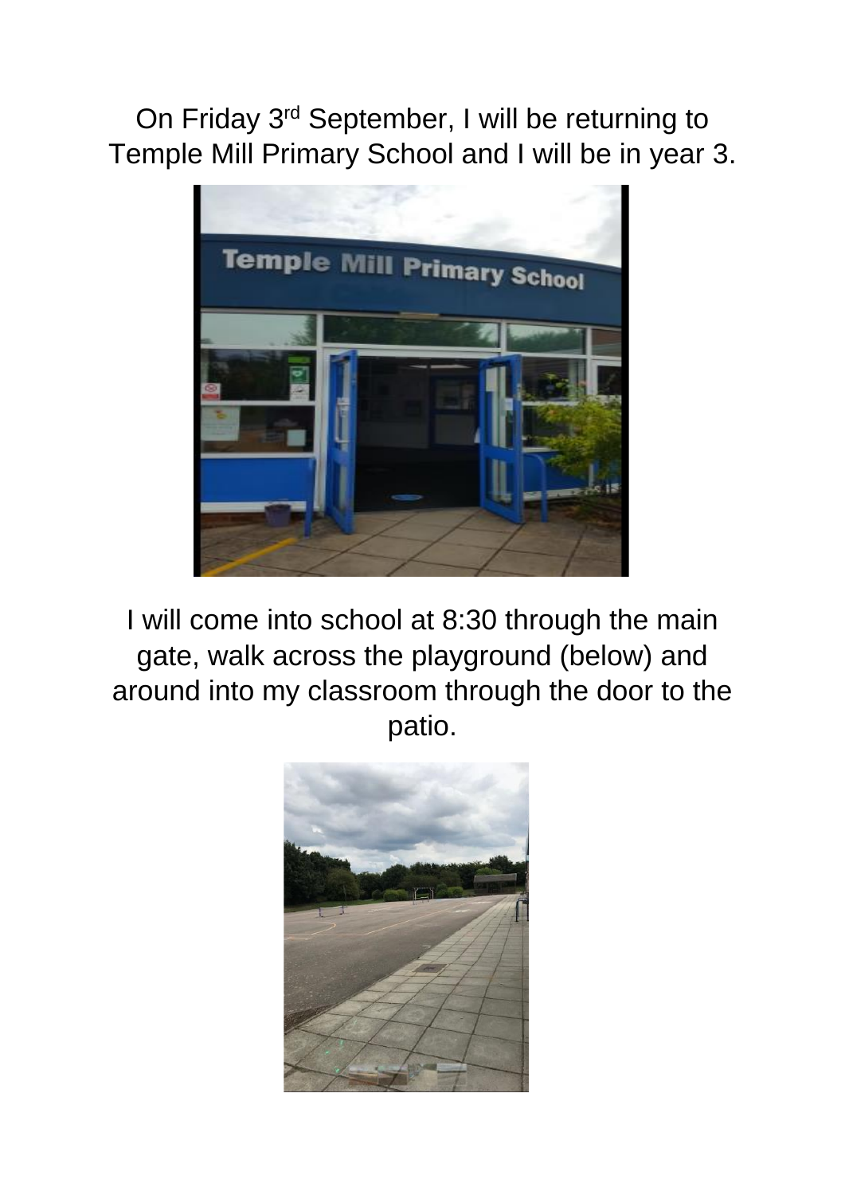On Friday 3rd September, I will be returning to Temple Mill Primary School and I will be in year 3.

I will come into school at 8:30 through the main gate, walk across the playground (below) and around into my classroom through the door to the patio.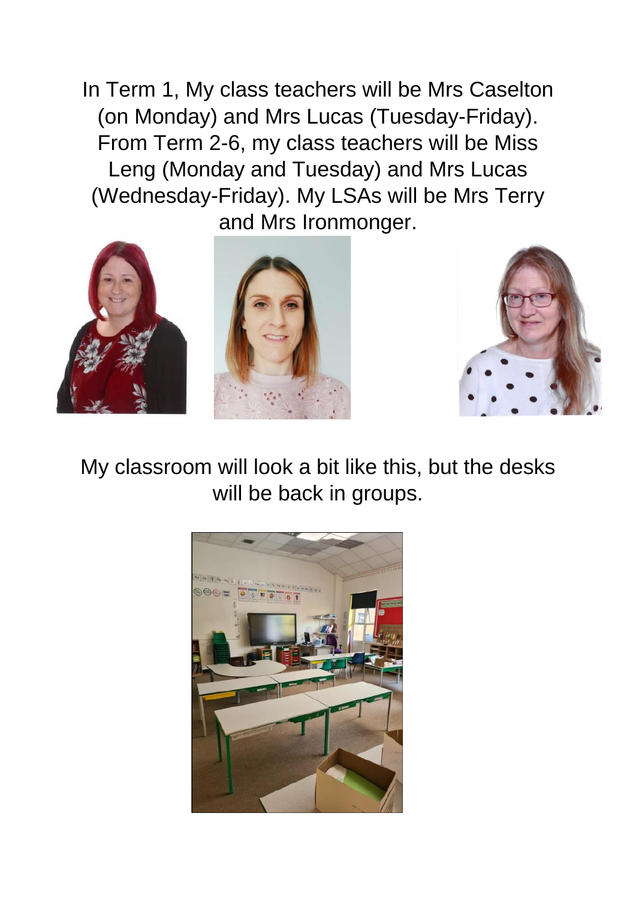In Term 1, My class teachers will be Mrs Caselton (on Monday) and Mrs Lucas (Tuesday-Friday). From Term 2-6, my class teachers will be Miss Leng (Monday and Tuesday) and Mrs Lucas (Wednesday-Friday). My LSAs will be Mrs Terry and Mrs Ironmonger.

My classroom will look a bit like this, but the desks will be back in groups.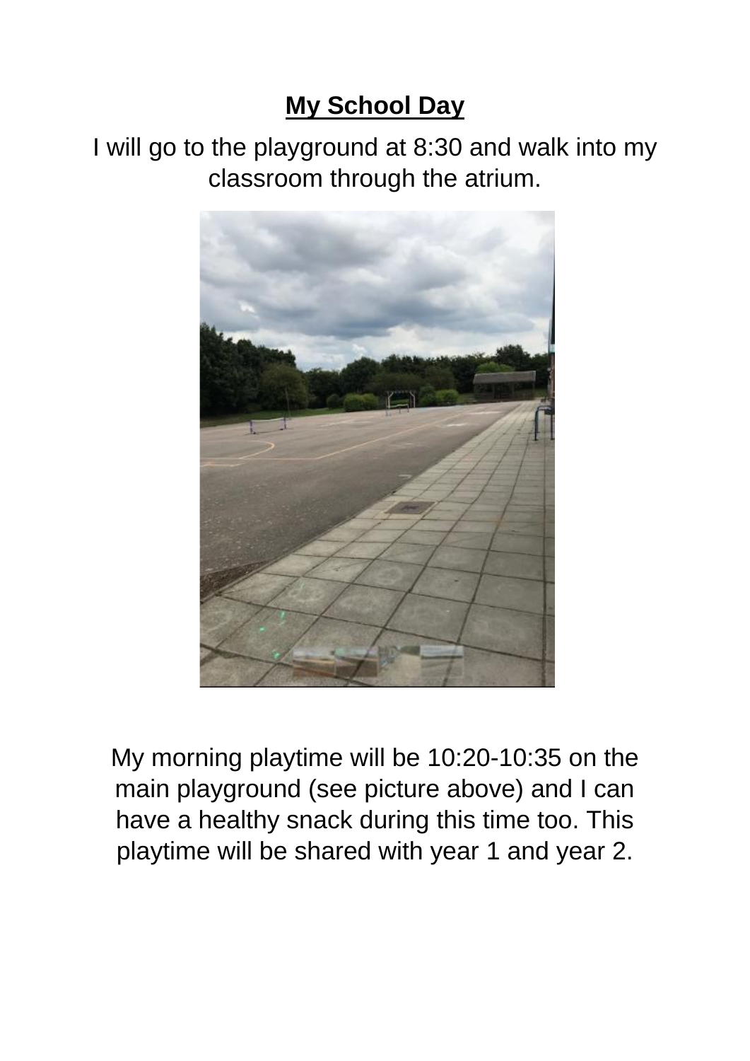**My School Day**

I will go to the playground at 8:30 and walk into my classroom through the atrium.

My morning playtime will be 10:20-10:35 on the main playground (see picture above) and I can have a healthy snack during this time too. This playtime will be shared with year 1 and year 2.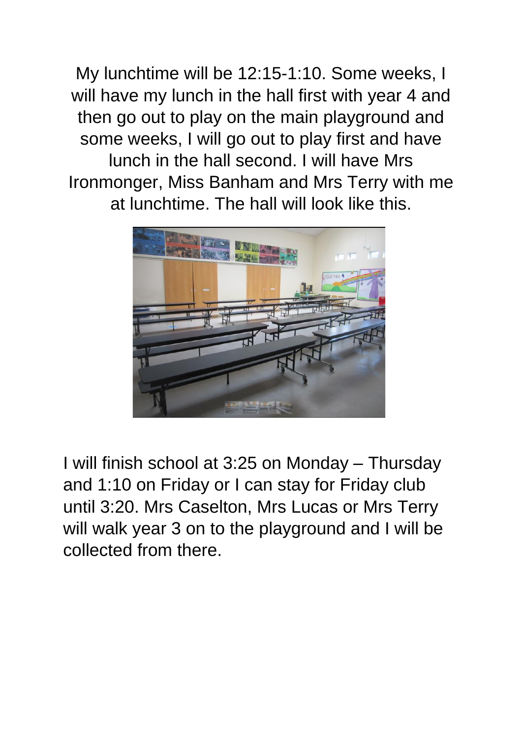My lunchtime will be 12:15-1:10. Some weeks, I will have my lunch in the hall first with year 4 and then go out to play on the main playground and some weeks, I will go out to play first and have lunch in the hall second. I will have Mrs Ironmonger, Miss Banham and Mrs Terry with me at lunchtime. The hall will look like this.

I will finish school at 3:25 on Monday – Thursday and 1:10 on Friday or I can stay for Friday club until 3:20. Mrs Caselton, Mrs Lucas or Mrs Terry will walk year 3 on to the playground and I will be collected from there.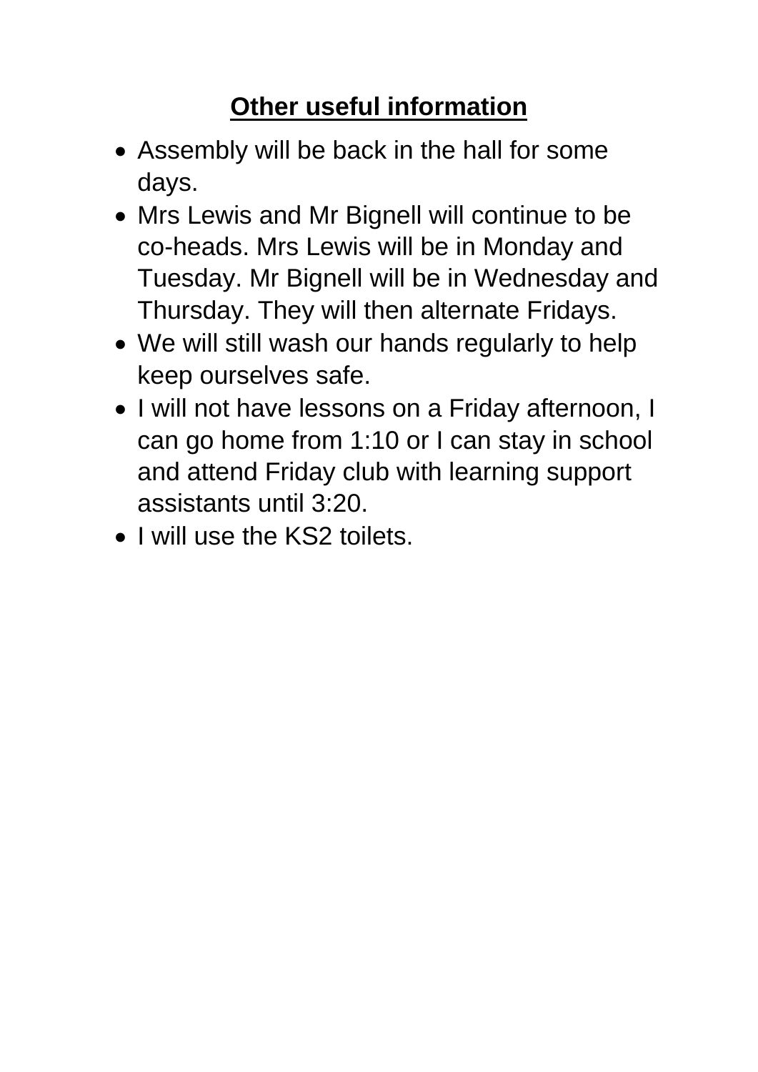## **Other useful information**

- Assembly will be back in the hall for some days.
- Mrs Lewis and Mr Bignell will continue to be co-heads. Mrs Lewis will be in Monday and Tuesday. Mr Bignell will be in Wednesday and Thursday. They will then alternate Fridays.
- We will still wash our hands regularly to help keep ourselves safe.
- I will not have lessons on a Friday afternoon, I can go home from 1:10 or I can stay in school and attend Friday club with learning support assistants until 3:20.
- I will use the KS2 toilets.